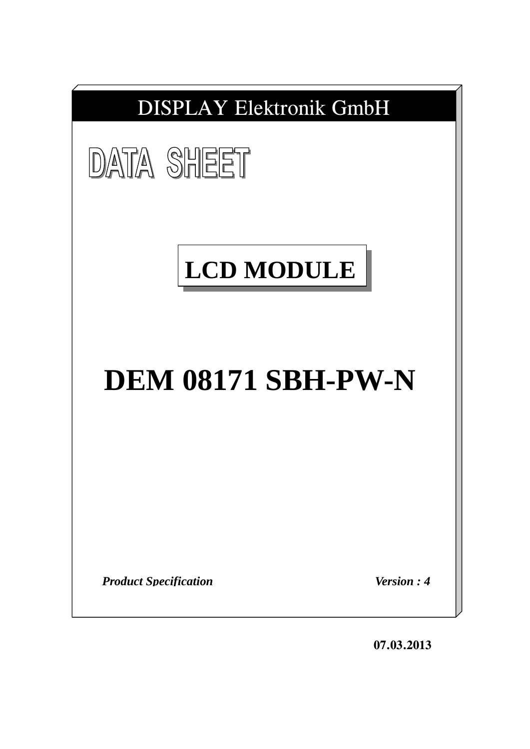DISPLAY Elektronik GmbH

# DATA SHEET

## LCD MODULE

# DEM 08171 SBH-PW-N

***Product Specification*** ***Version : 4***

**07.03.2013**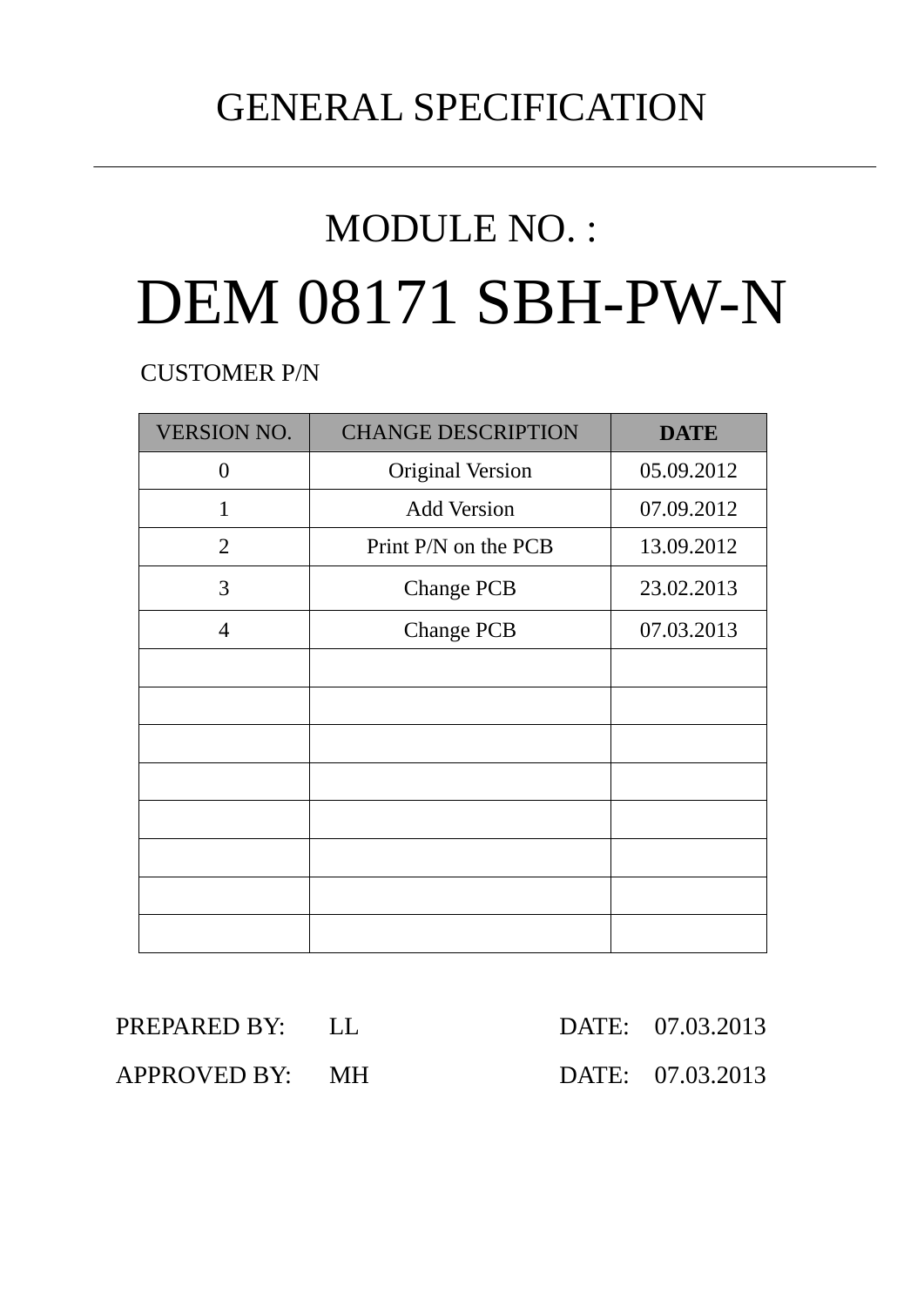# GENERAL SPECIFICATION

## MODULE NO. :

# DEM 08171 SBH-PW-N

CUSTOMER P/N

| VERSION NO. | CHANGE DESCRIPTION | DATE |
|---|---|---|
| 0 | Original Version | 05.09.2012 |
| 1 | Add Version | 07.09.2012 |
| 2 | Print P/N on the PCB | 13.09.2012 |
| 3 | Change PCB | 23.02.2013 |
| 4 | Change PCB | 07.03.2013 |
| | | |
| | | |
| | | |
| | | |
| | | |
| | | |
| | | |
| | | |

PREPARED BY: LL DATE: 07.03.2013

APPROVED BY: MH DATE: 07.03.2013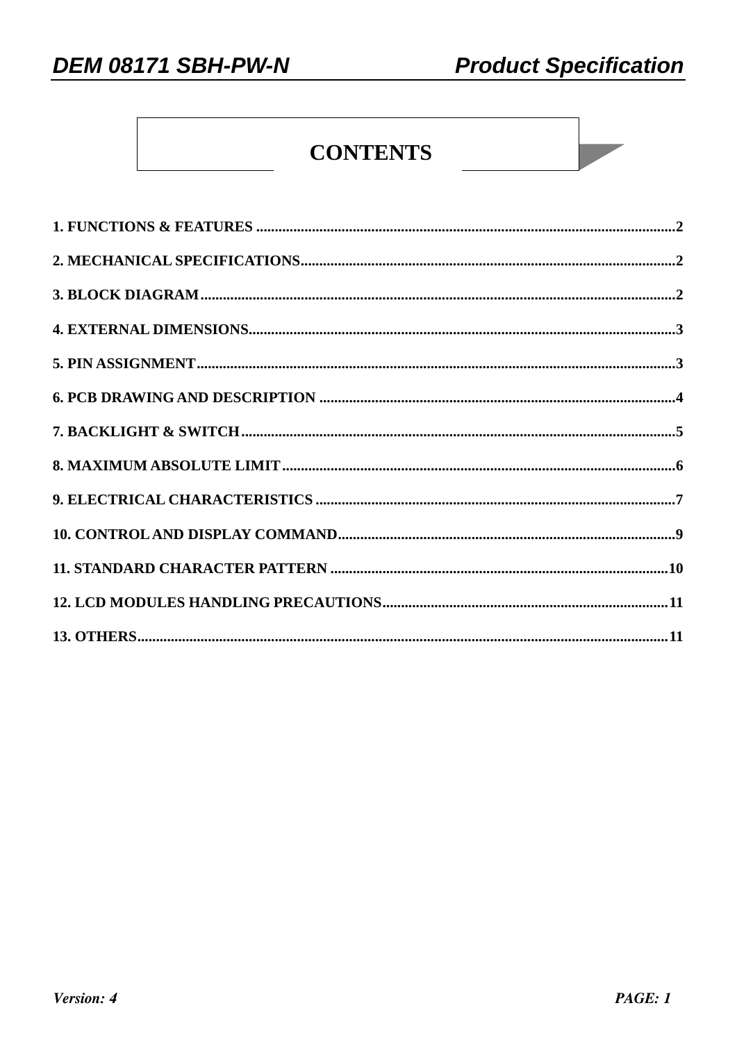# CONTENTS

1. FUNCTIONS & FEATURES ........................................................................................................2

2. MECHANICAL SPECIFICATIONS........................................................................................2

3. BLOCK DIAGRAM..................................................................................................................2

4. EXTERNAL DIMENSIONS....................................................................................................3

5. PIN ASSIGNMENT..................................................................................................................3

6. PCB DRAWING AND DESCRIPTION ..................................................................................4

7. BACKLIGHT & SWITCH.......................................................................................................5

8. MAXIMUM ABSOLUTE LIMIT............................................................................................6

9. ELECTRICAL CHARACTERISTICS ...................................................................................7

10. CONTROL AND DISPLAY COMMAND.............................................................................9

11. STANDARD CHARACTER PATTERN .............................................................................10

12. LCD MODULES HANDLING PRECAUTIONS...............................................................11

13. OTHERS.................................................................................................................................11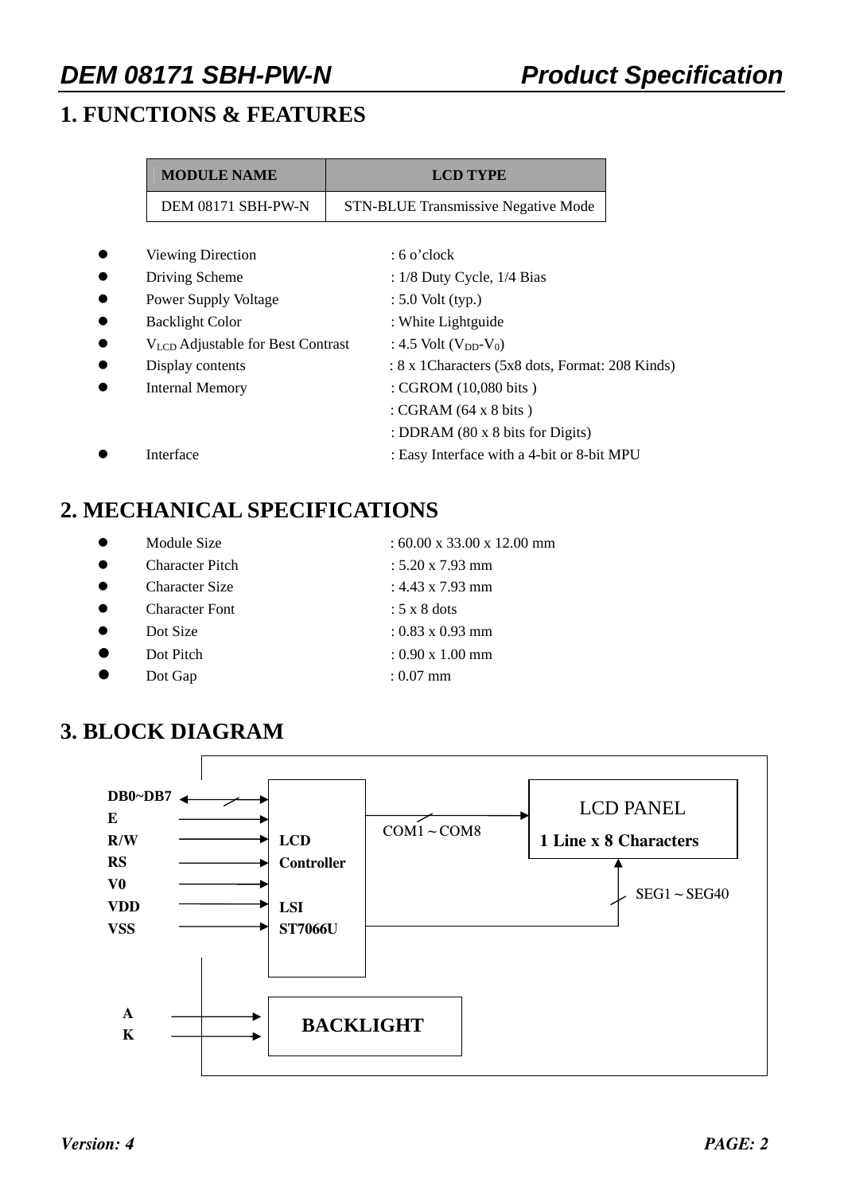# 1. FUNCTIONS & FEATURES

| MODULE NAME | LCD TYPE |
|---|---|
| DEM 08171 SBH-PW-N | STN-BLUE Transmissive Negative Mode |

- Viewing Direction : 6 o'clock
- Driving Scheme : 1/8 Duty Cycle, 1/4 Bias
- Power Supply Voltage : 5.0 Volt (typ.)
- Backlight Color : White Lightguide
- $V_{LCD}$ Adjustable for Best Contrast : 4.5 Volt ($V_{DD}$-$V_0$)
- Display contents : 8 x 1Characters (5x8 dots, Format: 208 Kinds)
- Internal Memory : CGROM (10,080 bits )
  : CGRAM (64 x 8 bits )
  : DDRAM (80 x 8 bits for Digits)
- Interface : Easy Interface with a 4-bit or 8-bit MPU

# 2. MECHANICAL SPECIFICATIONS

- Module Size : 60.00 x 33.00 x 12.00 mm
- Character Pitch : 5.20 x 7.93 mm
- Character Size : 4.43 x 7.93 mm
- Character Font : 5 x 8 dots
- Dot Size : 0.83 x 0.93 mm
- Dot Pitch : 0.90 x 1.00 mm
- Dot Gap : 0.07 mm

# 3. BLOCK DIAGRAM

DB0~DB7, E, R/W, RS, V0, VDD, VSS → LCD Controller LSI ST7066U

LCD Controller → COM1～COM8 → LCD PANEL 1 Line x 8 Characters

LCD Controller → SEG1～SEG40 → LCD PANEL

A, K → BACKLIGHT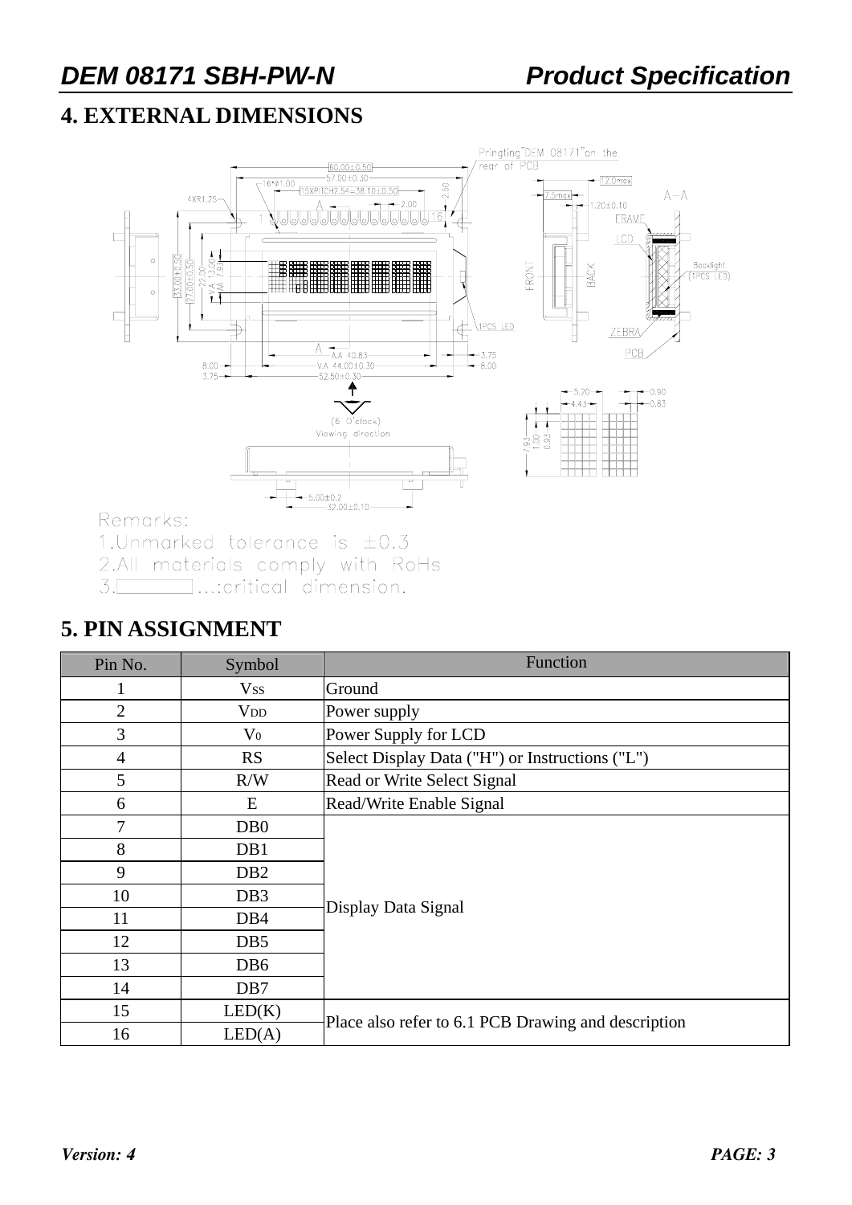## 4. EXTERNAL DIMENSIONS

Remarks:

1.Unmarked tolerance is ±0.3

2.All materials comply with RoHs

3.▭ ...:critical dimension.

## 5. PIN ASSIGNMENT

| Pin No. | Symbol | Function |
|---|---|---|
| 1 | $V_{SS}$ | Ground |
| 2 | $V_{DD}$ | Power supply |
| 3 | $V_0$ | Power Supply for LCD |
| 4 | RS | Select Display Data ("H") or Instructions ("L") |
| 5 | R/W | Read or Write Select Signal |
| 6 | E | Read/Write Enable Signal |
| 7 | DB0 | Display Data Signal |
| 8 | DB1 | |
| 9 | DB2 | |
| 10 | DB3 | |
| 11 | DB4 | |
| 12 | DB5 | |
| 13 | DB6 | |
| 14 | DB7 | |
| 15 | LED(K) | Place also refer to 6.1 PCB Drawing and description |
| 16 | LED(A) | |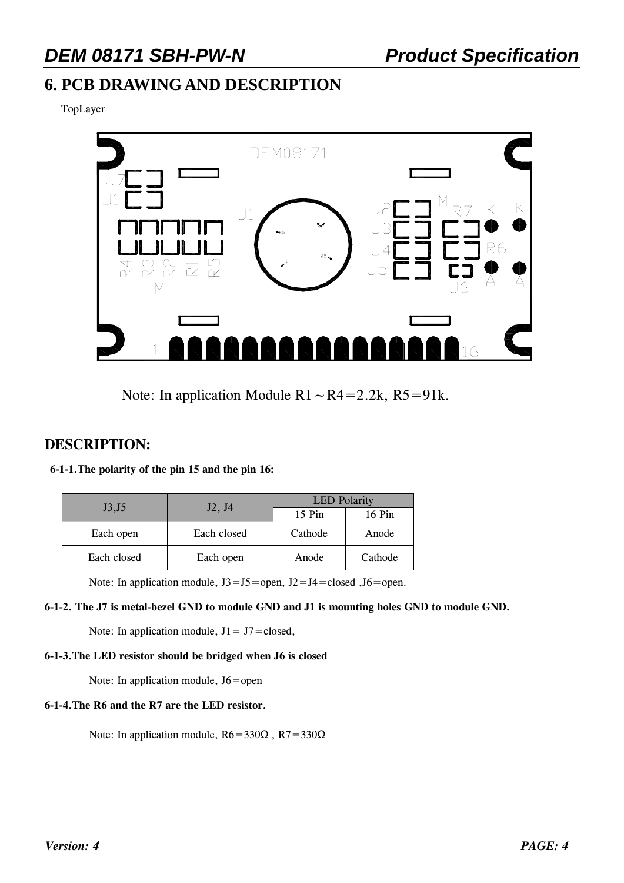# 6. PCB DRAWING AND DESCRIPTION

TopLayer

Note: In application Module R1～R4＝2.2k, R5＝91k.

## DESCRIPTION:

**6-1-1.The polarity of the pin 15 and the pin 16:**

| J3,J5 | J2, J4 | LED Polarity | |
|---|---|---|---|
| | | 15 Pin | 16 Pin |
| Each open | Each closed | Cathode | Anode |
| Each closed | Each open | Anode | Cathode |

Note: In application module, J3＝J5＝open, J2＝J4＝closed ,J6＝open.

**6-1-2. The J7 is metal-bezel GND to module GND and J1 is mounting holes GND to module GND.**

Note: In application module, J1＝ J7＝closed,

**6-1-3.The LED resistor should be bridged when J6 is closed**

Note: In application module, J6＝open

**6-1-4.The R6 and the R7 are the LED resistor.**

Note: In application module, R6＝330Ω , R7＝330Ω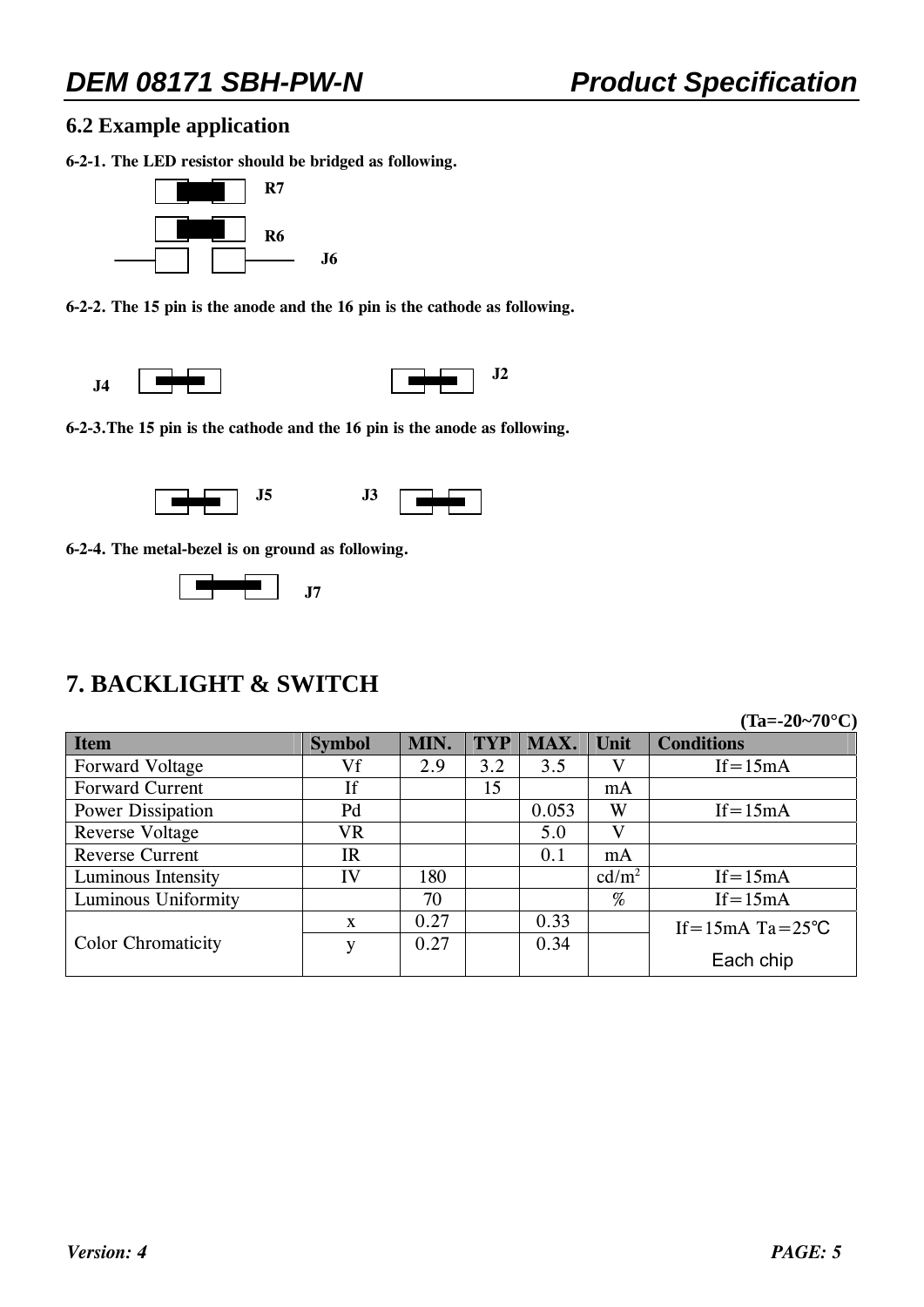## 6.2 Example application

**6-2-1. The LED resistor should be bridged as following.**

R7

R6

J6

**6-2-2. The 15 pin is the anode and the 16 pin is the cathode as following.**

J4 J2

**6-2-3.The 15 pin is the cathode and the 16 pin is the anode as following.**

J5 J3

**6-2-4. The metal-bezel is on ground as following.**

J7

# 7. BACKLIGHT & SWITCH

**(Ta=-20~70°C)**

| Item | Symbol | MIN. | TYP | MAX. | Unit | Conditions |
|---|---|---|---|---|---|---|
| Forward Voltage | Vf | 2.9 | 3.2 | 3.5 | V | If＝15mA |
| Forward Current | If | | 15 | | mA | |
| Power Dissipation | Pd | | | 0.053 | W | If＝15mA |
| Reverse Voltage | VR | | | 5.0 | V | |
| Reverse Current | IR | | | 0.1 | mA | |
| Luminous Intensity | IV | 180 | | | cd/m$^2$ | If＝15mA |
| Luminous Uniformity | | 70 | | | % | If＝15mA |
| Color Chromaticity | x | 0.27 | | 0.33 | | If＝15mA Ta＝25℃ Each chip |
| | y | 0.27 | | 0.34 | | |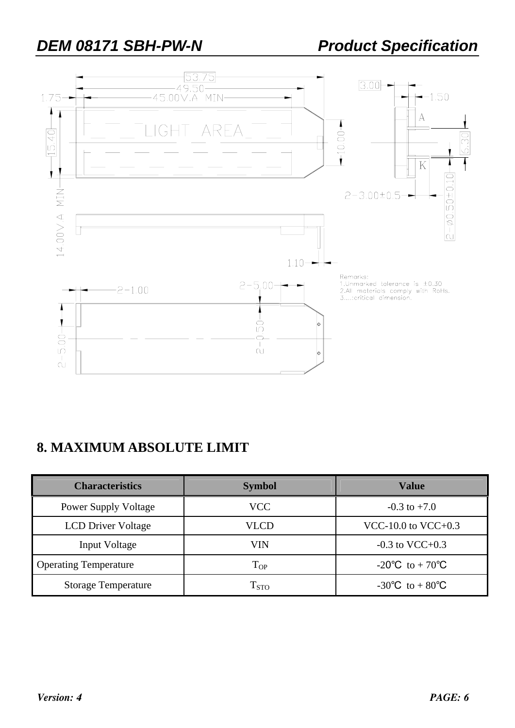Remarks:
1.Unmarked tolerance is ±0.30
2.All materials comply with RoHs.
3.....:critical dimension.

## 8. MAXIMUM ABSOLUTE LIMIT

| Characteristics | Symbol | Value |
|---|---|---|
| Power Supply Voltage | VCC | -0.3 to +7.0 |
| LCD Driver Voltage | VLCD | VCC-10.0 to VCC+0.3 |
| Input Voltage | VIN | -0.3 to VCC+0.3 |
| Operating Temperature | $T_{OP}$ | -20℃ to + 70℃ |
| Storage Temperature | $T_{STO}$ | -30℃ to + 80℃ |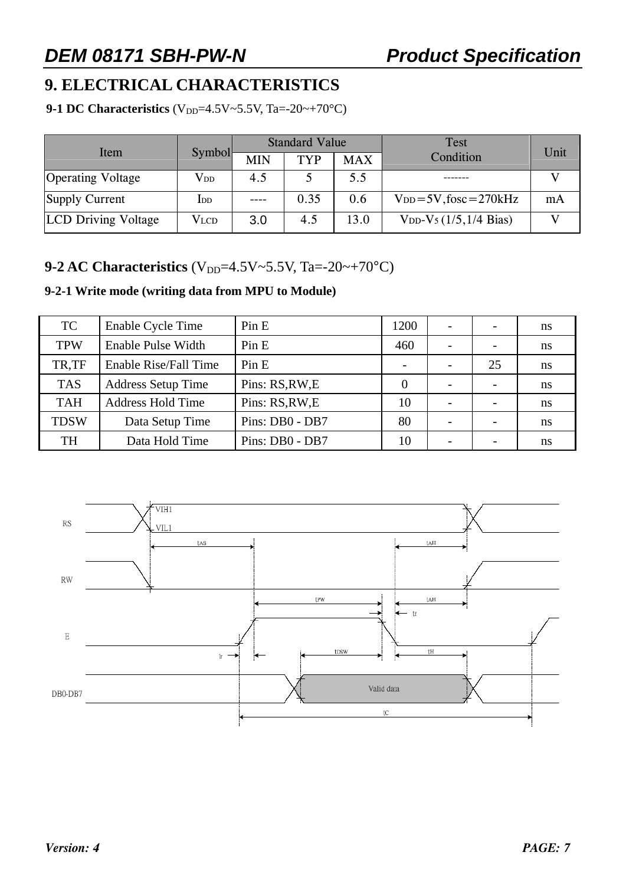# 9. ELECTRICAL CHARACTERISTICS

**9-1 DC Characteristics** ($V_{DD}$=4.5V~5.5V, Ta=-20~+70°C)

| Item | Symbol | Standard Value | | | Test Condition | Unit |
|---|---|---|---|---|---|---|
| | | MIN | TYP | MAX | | |
| Operating Voltage | $V_{DD}$ | 4.5 | 5 | 5.5 | ------- | V |
| Supply Current | $I_{DD}$ | ---- | 0.35 | 0.6 | $V_{DD}$=5V,fosc=270kHz | mA |
| LCD Driving Voltage | $V_{LCD}$ | 3.0 | 4.5 | 13.0 | $V_{DD}$-$V_5$ (1/5,1/4 Bias) | V |

## 9-2 AC Characteristics ($V_{DD}$=4.5V~5.5V, Ta=-20~+70°C)

**9-2-1 Write mode (writing data from MPU to Module)**

| | | | | | | |
|---|---|---|---|---|---|---|
| TC | Enable Cycle Time | Pin E | 1200 | - | - | ns |
| TPW | Enable Pulse Width | Pin E | 460 | - | - | ns |
| TR,TF | Enable Rise/Fall Time | Pin E | - | - | 25 | ns |
| TAS | Address Setup Time | Pins: RS,RW,E | 0 | - | - | ns |
| TAH | Address Hold Time | Pins: RS,RW,E | 10 | - | - | ns |
| TDSW | Data Setup Time | Pins: DB0 - DB7 | 80 | - | - | ns |
| TH | Data Hold Time | Pins: DB0 - DB7 | 10 | - | - | ns |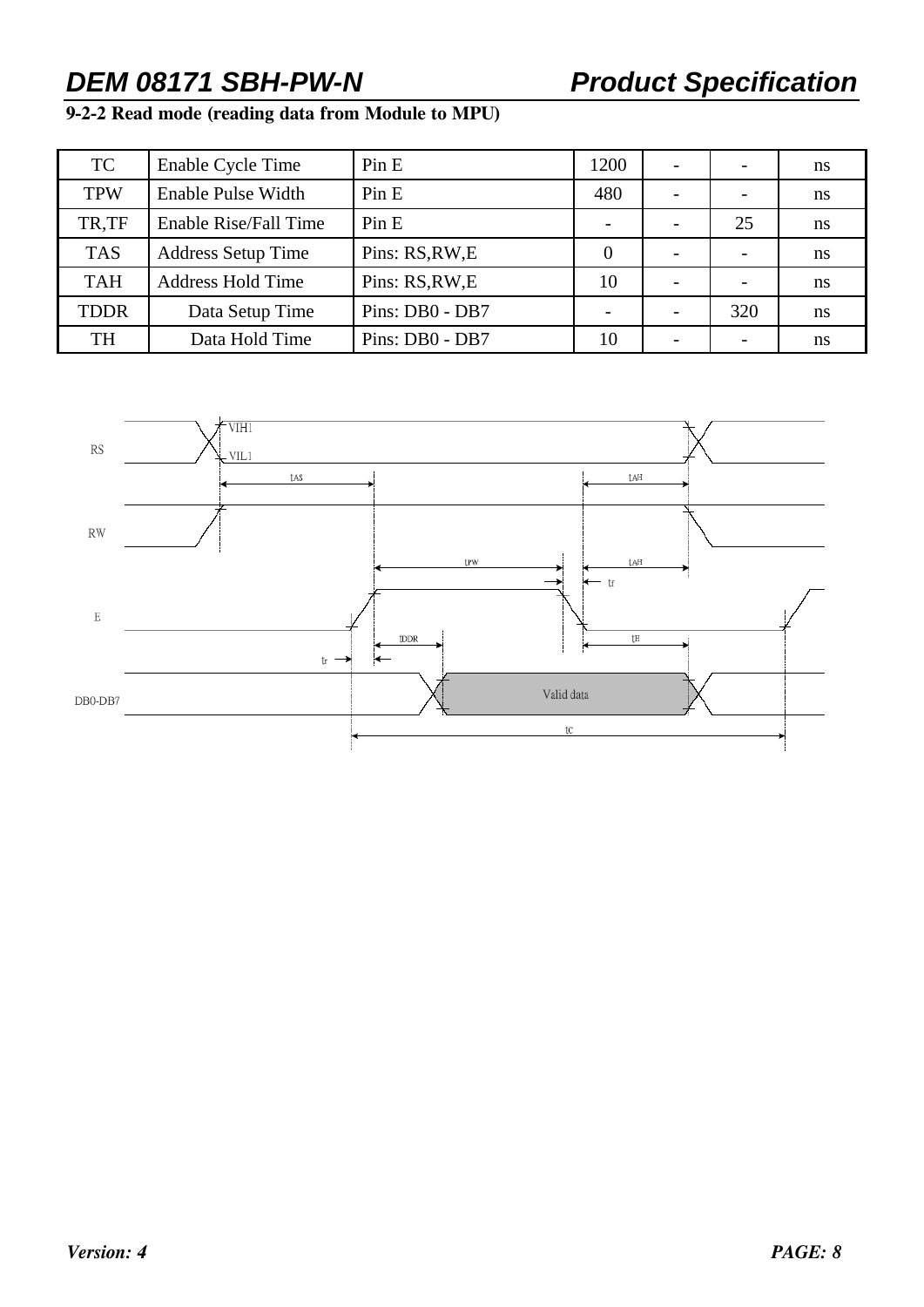### 9-2-2 Read mode (reading data from Module to MPU)

| TC | Enable Cycle Time | Pin E | 1200 | - | - | ns |
|---|---|---|---|---|---|---|
| TPW | Enable Pulse Width | Pin E | 480 | - | - | ns |
| TR,TF | Enable Rise/Fall Time | Pin E | - | - | 25 | ns |
| TAS | Address Setup Time | Pins: RS,RW,E | 0 | - | - | ns |
| TAH | Address Hold Time | Pins: RS,RW,E | 10 | - | - | ns |
| TDDR | Data Setup Time | Pins: DB0 - DB7 | - | - | 320 | ns |
| TH | Data Hold Time | Pins: DB0 - DB7 | 10 | - | - | ns |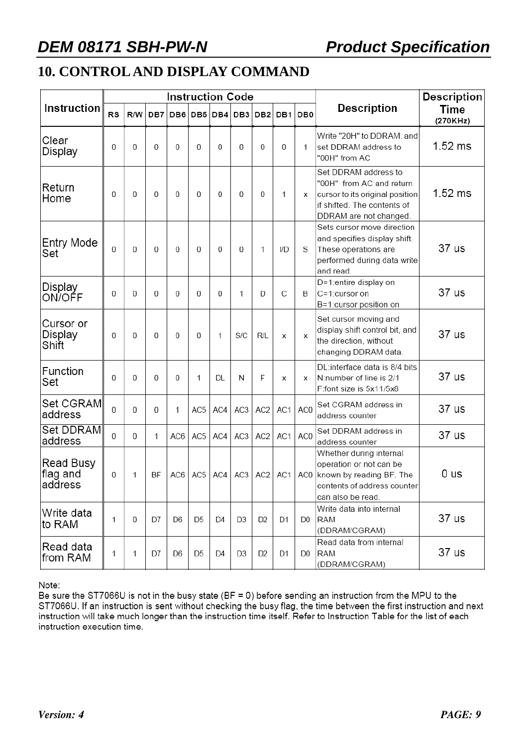## 10. CONTROL AND DISPLAY COMMAND

| Instruction | Instruction Code | | | | | | | | | | Description | Description Time (270KHz) |
|---|---|---|---|---|---|---|---|---|---|---|---|---|
| | RS | R/W | DB7 | DB6 | DB5 | DB4 | DB3 | DB2 | DB1 | DB0 | | |
| Clear Display | 0 | 0 | 0 | 0 | 0 | 0 | 0 | 0 | 0 | 1 | Write "20H" to DDRAM. and set DDRAM address to "00H" from AC | 1.52 ms |
| Return Home | 0 | 0 | 0 | 0 | 0 | 0 | 0 | 0 | 1 | x | Set DDRAM address to "00H" from AC and return cursor to its original position if shifted. The contents of DDRAM are not changed. | 1.52 ms |
| Entry Mode Set | 0 | 0 | 0 | 0 | 0 | 0 | 0 | 1 | I/D | S | Sets cursor move direction and specifies display shift. These operations are performed during data write and read. | 37 us |
| Display ON/OFF | 0 | 0 | 0 | 0 | 0 | 0 | 1 | D | C | B | D=1:entire display on C=1:cursor on B=1:cursor position on | 37 us |
| Cursor or Display Shift | 0 | 0 | 0 | 0 | 0 | 1 | S/C | R/L | x | x | Set cursor moving and display shift control bit, and the direction, without changing DDRAM data. | 37 us |
| Function Set | 0 | 0 | 0 | 0 | 1 | DL | N | F | x | x | DL:interface data is 8/4 bits N:number of line is 2/1 F:font size is 5x11/5x8 | 37 us |
| Set CGRAM address | 0 | 0 | 0 | 1 | AC5 | AC4 | AC3 | AC2 | AC1 | AC0 | Set CGRAM address in address counter | 37 us |
| Set DDRAM address | 0 | 0 | 1 | AC6 | AC5 | AC4 | AC3 | AC2 | AC1 | AC0 | Set DDRAM address in address counter | 37 us |
| Read Busy flag and address | 0 | 1 | BF | AC6 | AC5 | AC4 | AC3 | AC2 | AC1 | AC0 | Whether during internal operation or not can be known by reading BF. The contents of address counter can also be read. | 0 us |
| Write data to RAM | 1 | 0 | D7 | D6 | D5 | D4 | D3 | D2 | D1 | D0 | Write data into internal RAM (DDRAM/CGRAM) | 37 us |
| Read data from RAM | 1 | 1 | D7 | D6 | D5 | D4 | D3 | D2 | D1 | D0 | Read data from internal RAM (DDRAM/CGRAM) | 37 us |

Note:
Be sure the ST7066U is not in the busy state (BF = 0) before sending an instruction from the MPU to the ST7066U. If an instruction is sent without checking the busy flag, the time between the first instruction and next instruction will take much longer than the instruction time itself. Refer to Instruction Table for the list of each instruction execution time.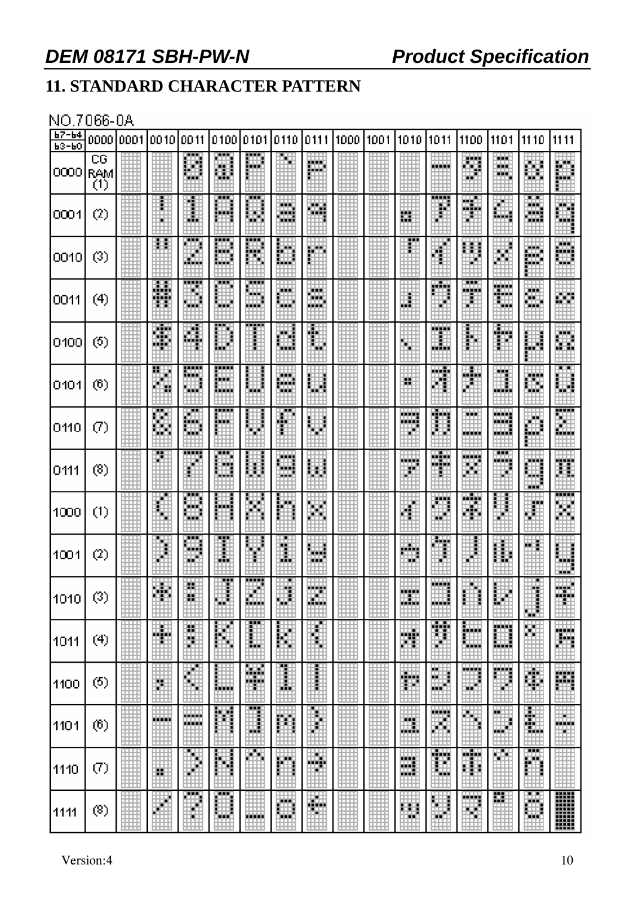## 11. STANDARD CHARACTER PATTERN

NO.7066-0A

| b7-b4 / b3-b0 | 0000 | 0001 | 0010 | 0011 | 0100 | 0101 | 0110 | 0111 | 1000 | 1001 | 1010 | 1011 | 1100 | 1101 | 1110 | 1111 |
|---|---|---|---|---|---|---|---|---|---|---|---|---|---|---|---|---|
| 0000 | CG RAM (1) | | | 0 | @ | P | ` | p | | | | ー | タ | ミ | α | p |
| 0001 | (2) | | ! | 1 | A | Q | a | q | | | 。 | ア | チ | ム | ä | q |
| 0010 | (3) | | " | 2 | B | R | b | r | | | 「 | イ | ツ | メ | β | θ |
| 0011 | (4) | | # | 3 | C | S | c | s | | | 」 | ウ | テ | モ | ε | ∞ |
| 0100 | (5) | | $ | 4 | D | T | d | t | | | 、 | エ | ト | ヤ | μ | Ω |
| 0101 | (6) | | % | 5 | E | U | e | u | | | ・ | オ | ナ | ユ | σ | ü |
| 0110 | (7) | | & | 6 | F | V | f | v | | | ヲ | カ | ニ | ヨ | ρ | Σ |
| 0111 | (8) | | ' | 7 | G | W | g | w | | | ァ | キ | ヌ | ラ | g | π |
| 1000 | (1) | | ( | 8 | H | X | h | x | | | ィ | ク | ネ | リ | √ | x̄ |
| 1001 | (2) | | ) | 9 | I | Y | i | y | | | ゥ | ケ | ノ | ル | ⁻¹ | y |
| 1010 | (3) | | * | : | J | Z | j | z | | | ェ | コ | ハ | レ | j | 千 |
| 1011 | (4) | | + | ; | K | [ | k | { | | | ォ | サ | ヒ | ロ | × | 万 |
| 1100 | (5) | | , | < | L | ¥ | l | \| | | | ャ | シ | フ | ワ | ¢ | 円 |
| 1101 | (6) | | - | = | M | ] | m | } | | | ュ | ス | ヘ | ン | £ | ÷ |
| 1110 | (7) | | . | > | N | ^ | n | → | | | ョ | セ | ホ | ゛ | ñ | |
| 1111 | (8) | | / | ? | O | _ | o | ← | | | ッ | ソ | マ | ゜ | ö | █ |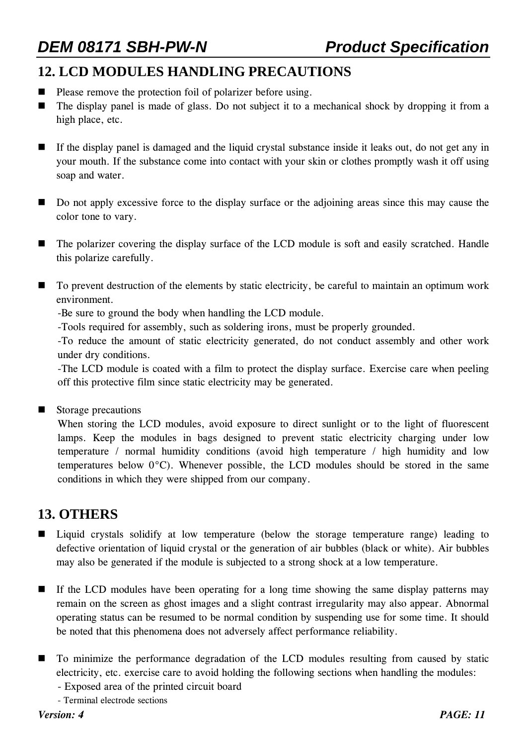## 12. LCD MODULES HANDLING PRECAUTIONS

- Please remove the protection foil of polarizer before using.
- The display panel is made of glass. Do not subject it to a mechanical shock by dropping it from a high place, etc.
- If the display panel is damaged and the liquid crystal substance inside it leaks out, do not get any in your mouth. If the substance come into contact with your skin or clothes promptly wash it off using soap and water.
- Do not apply excessive force to the display surface or the adjoining areas since this may cause the color tone to vary.
- The polarizer covering the display surface of the LCD module is soft and easily scratched. Handle this polarize carefully.
- To prevent destruction of the elements by static electricity, be careful to maintain an optimum work environment.
  - -Be sure to ground the body when handling the LCD module.
  - -Tools required for assembly, such as soldering irons, must be properly grounded.
  - -To reduce the amount of static electricity generated, do not conduct assembly and other work under dry conditions.
  - -The LCD module is coated with a film to protect the display surface. Exercise care when peeling off this protective film since static electricity may be generated.
- Storage precautions

  When storing the LCD modules, avoid exposure to direct sunlight or to the light of fluorescent lamps. Keep the modules in bags designed to prevent static electricity charging under low temperature / normal humidity conditions (avoid high temperature / high humidity and low temperatures below 0°C). Whenever possible, the LCD modules should be stored in the same conditions in which they were shipped from our company.

## 13. OTHERS

- Liquid crystals solidify at low temperature (below the storage temperature range) leading to defective orientation of liquid crystal or the generation of air bubbles (black or white). Air bubbles may also be generated if the module is subjected to a strong shock at a low temperature.
- If the LCD modules have been operating for a long time showing the same display patterns may remain on the screen as ghost images and a slight contrast irregularity may also appear. Abnormal operating status can be resumed to be normal condition by suspending use for some time. It should be noted that this phenomena does not adversely affect performance reliability.
- To minimize the performance degradation of the LCD modules resulting from caused by static electricity, etc. exercise care to avoid holding the following sections when handling the modules:
  - - Exposed area of the printed circuit board
  - - Terminal electrode sections